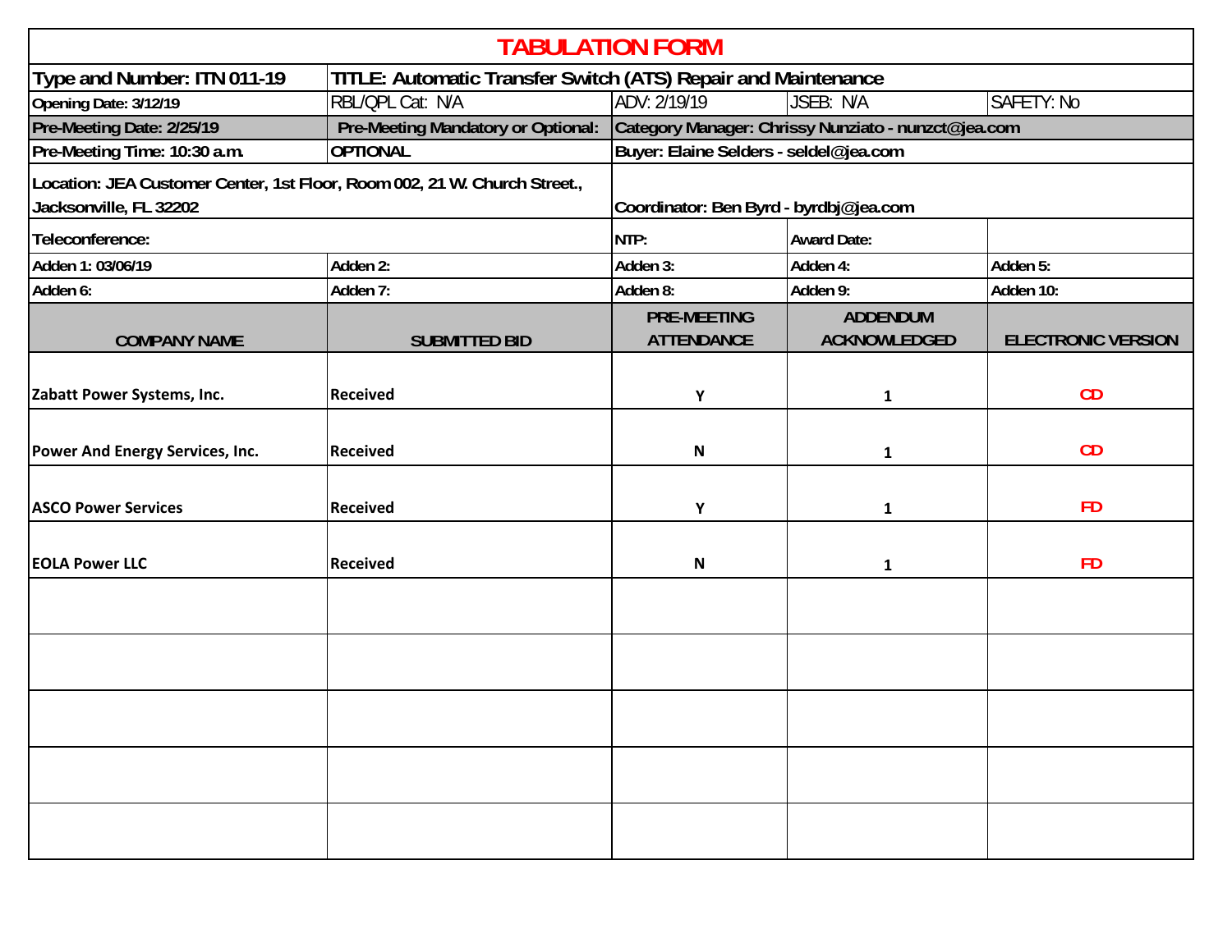# TABULATION FORM

| Type and Number: ITN 011-19 | TITLE: Automatic Transfer Switch (ATS) Repair and Maintenance | | | |
|---|---|---|---|---|
| Opening Date: 3/12/19 | RBL/QPL Cat: N/A | ADV: 2/19/19 | JSEB: N/A | SAFETY: No |
| Pre-Meeting Date: 2/25/19 | Pre-Meeting Mandatory or Optional: | Category Manager: Chrissy Nunziato - nunzct@jea.com | | |
| Pre-Meeting Time: 10:30 a.m. | OPTIONAL | Buyer: Elaine Selders - seldel@jea.com | | |
| Location: JEA Customer Center, 1st Floor, Room 002, 21 W. Church Street., Jacksonville, FL 32202 | | Coordinator: Ben Byrd - byrdbj@jea.com | | |
| Teleconference: | | NTP: | Award Date: | |
| Adden 1: 03/06/19 | Adden 2: | Adden 3: | Adden 4: | Adden 5: |
| Adden 6: | Adden 7: | Adden 8: | Adden 9: | Adden 10: |

| COMPANY NAME | SUBMITTED BID | PRE-MEETING ATTENDANCE | ADDENDUM ACKNOWLEDGED | ELECTRONIC VERSION |
|---|---|---|---|---|
| Zabatt Power Systems, Inc. | Received | Y | 1 | CD |
| Power And Energy Services, Inc. | Received | N | 1 | CD |
| ASCO Power Services | Received | Y | 1 | FD |
| EOLA Power LLC | Received | N | 1 | FD |
| | | | | |
| | | | | |
| | | | | |
| | | | | |
| | | | | |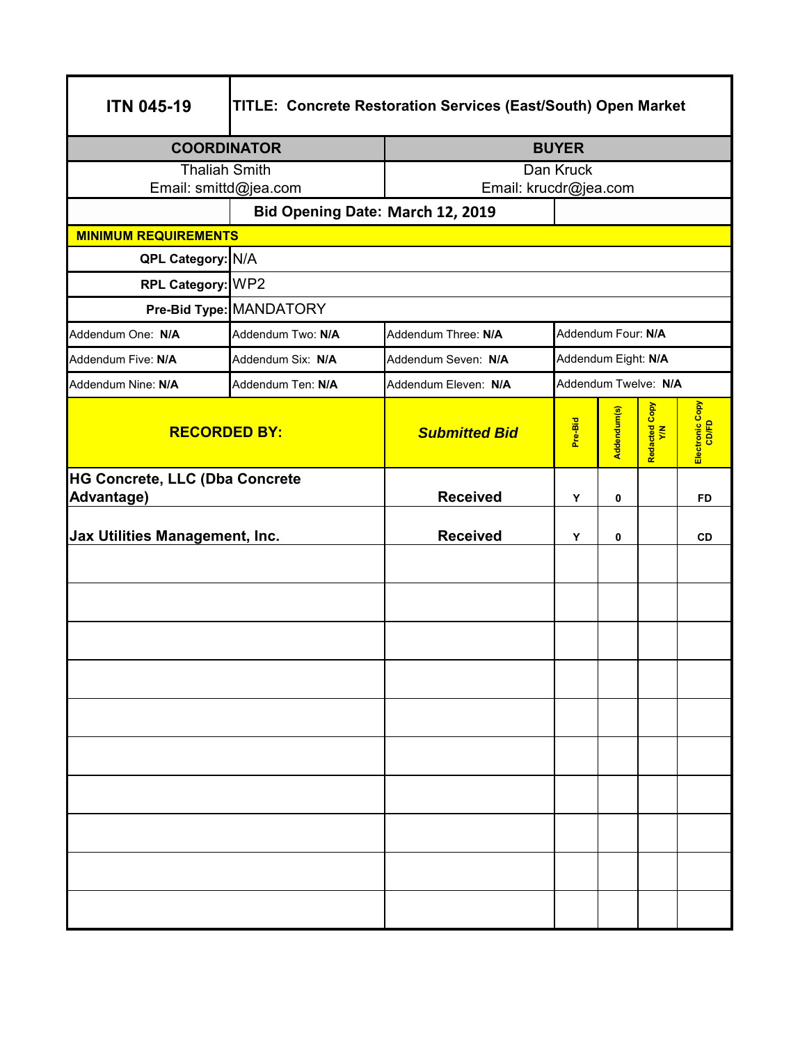| ITN 045-19 | TITLE: Concrete Restoration Services (East/South) Open Market | | |
|---|---|---|---|
| **COORDINATOR** | | **BUYER** | |
| Thaliah Smith<br>Email: smittd@jea.com | | Dan Kruck<br>Email: krucdr@jea.com | |
| | Bid Opening Date: March 12, 2019 | | |

**MINIMUM REQUIREMENTS**

| | |
|---|---|
| **QPL Category:** | N/A |
| **RPL Category:** | WP2 |
| **Pre-Bid Type:** | MANDATORY |

| | | | |
|---|---|---|---|
| Addendum One: **N/A** | Addendum Two: **N/A** | Addendum Three: **N/A** | Addendum Four: **N/A** |
| Addendum Five: **N/A** | Addendum Six: **N/A** | Addendum Seven: **N/A** | Addendum Eight: **N/A** |
| Addendum Nine: **N/A** | Addendum Ten: **N/A** | Addendum Eleven: **N/A** | Addendum Twelve: **N/A** |

| **RECORDED BY:** | ***Submitted Bid*** | Pre-Bid | Addendum(s) | Redacted Copy Y/N | Electronic Copy CD/FD |
|---|---|---|---|---|---|
| **HG Concrete, LLC (Dba Concrete Advantage)** | **Received** | **Y** | **0** | | **FD** |
| **Jax Utilities Management, Inc.** | **Received** | **Y** | **0** | | **CD** |
| | | | | | |
| | | | | | |
| | | | | | |
| | | | | | |
| | | | | | |
| | | | | | |
| | | | | | |
| | | | | | |
| | | | | | |
| | | | | | |